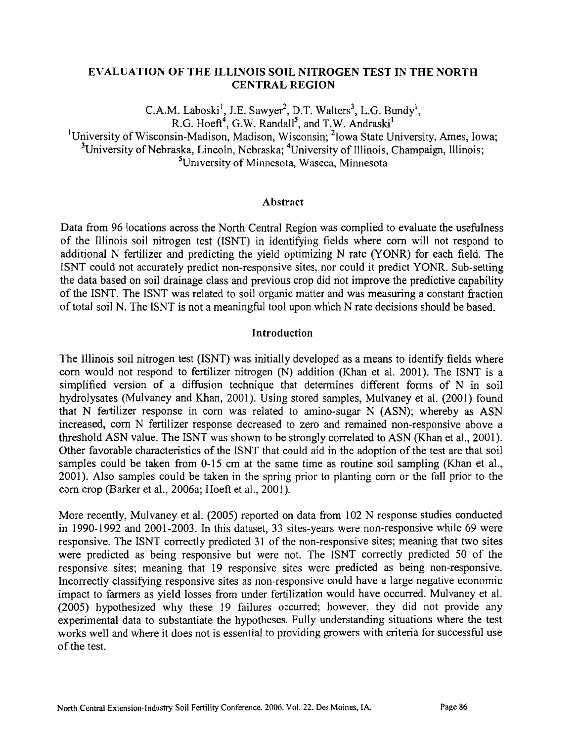# EVALUATION OF THE ILLINOIS SOIL NITROGEN TEST IN THE NORTH CENTRAL REGION

C.A.M. Laboski[1], J.E. Sawyer[2], D.T. Walters[3], L.G. Bundy[1], R.G. Hoeft[4], G.W. Randall[5], and T.W. Andraski[1]

[1]University of Wisconsin-Madison, Madison, Wisconsin; [2]Iowa State University, Ames, Iowa; [3]University of Nebraska, Lincoln, Nebraska; [4]University of Illinois, Champaign, Illinois; [5]University of Minnesota, Waseca, Minnesota

## Abstract

Data from 96 locations across the North Central Region was complied to evaluate the usefulness of the Illinois soil nitrogen test (ISNT) in identifying fields where corn will not respond to additional N fertilizer and predicting the yield optimizing N rate (YONR) for each field. The ISNT could not accurately predict non-responsive sites, nor could it predict YONR. Sub-setting the data based on soil drainage class and previous crop did not improve the predictive capability of the ISNT. The ISNT was related to soil organic matter and was measuring a constant fraction of total soil N. The ISNT is not a meaningful tool upon which N rate decisions should be based.

## Introduction

The Illinois soil nitrogen test (ISNT) was initially developed as a means to identify fields where corn would not respond to fertilizer nitrogen (N) addition (Khan et al. 2001). The ISNT is a simplified version of a diffusion technique that determines different forms of N in soil hydrolysates (Mulvaney and Khan, 2001). Using stored samples, Mulvaney et al. (2001) found that N fertilizer response in corn was related to amino-sugar N (ASN); whereby as ASN increased, corn N fertilizer response decreased to zero and remained non-responsive above a threshold ASN value. The ISNT was shown to be strongly correlated to ASN (Khan et al., 2001). Other favorable characteristics of the ISNT that could aid in the adoption of the test are that soil samples could be taken from 0-15 cm at the same time as routine soil sampling (Khan et al., 2001). Also samples could be taken in the spring prior to planting corn or the fall prior to the corn crop (Barker et al., 2006a; Hoeft et al., 2001).

More recently, Mulvaney et al. (2005) reported on data from 102 N response studies conducted in 1990-1992 and 2001-2003. In this dataset, 33 sites-years were non-responsive while 69 were responsive. The ISNT correctly predicted 31 of the non-responsive sites; meaning that two sites were predicted as being responsive but were not. The ISNT correctly predicted 50 of the responsive sites; meaning that 19 responsive sites were predicted as being non-responsive. Incorrectly classifying responsive sites as non-responsive could have a large negative economic impact to farmers as yield losses from under fertilization would have occurred. Mulvaney et al. (2005) hypothesized why these 19 failures occurred; however, they did not provide any experimental data to substantiate the hypotheses. Fully understanding situations where the test works well and where it does not is essential to providing growers with criteria for successful use of the test.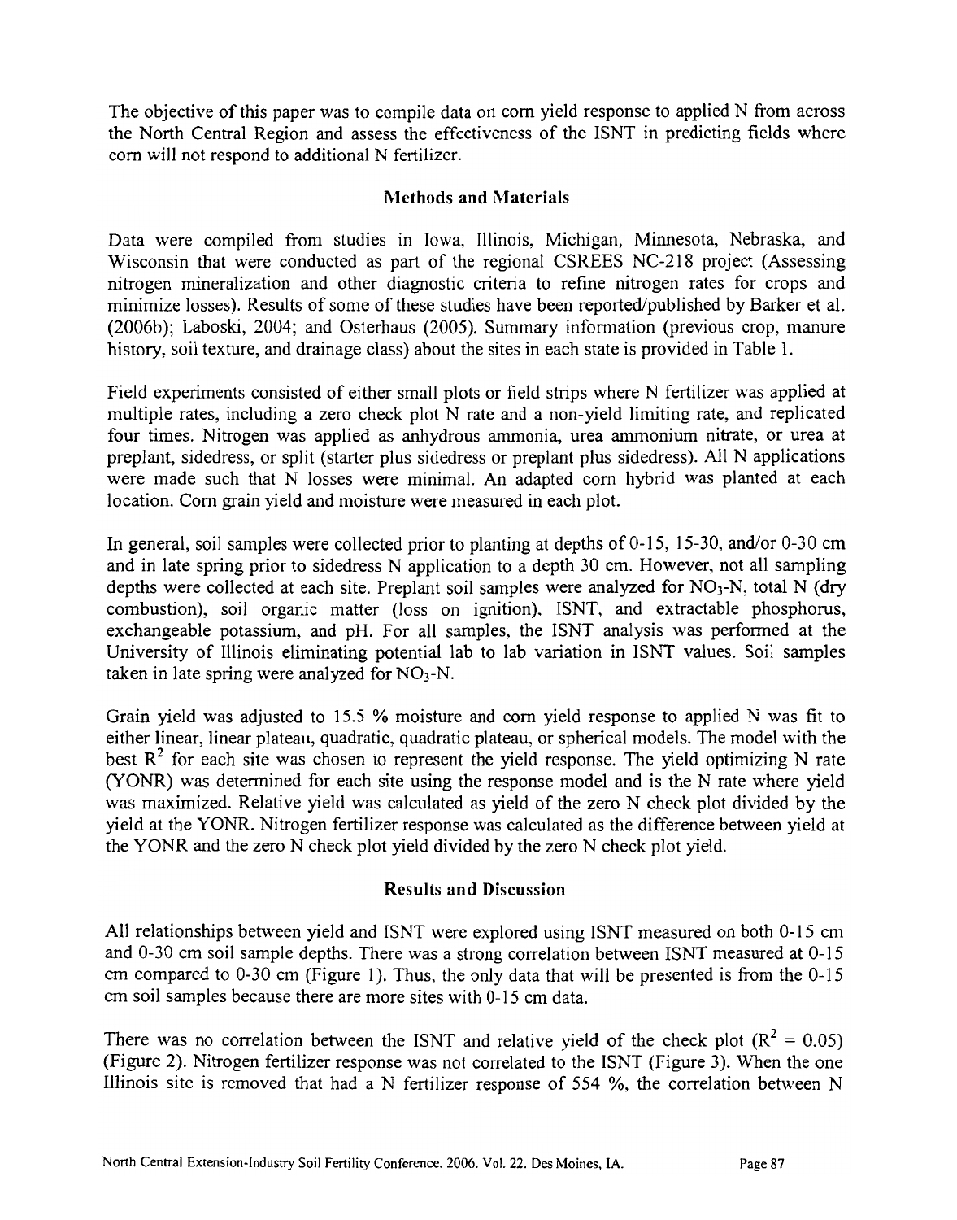The objective of this paper was to compile data on corn yield response to applied N from across the North Central Region and assess the effectiveness of the ISNT in predicting fields where corn will not respond to additional N fertilizer.

## Methods and Materials

Data were compiled from studies in Iowa, Illinois, Michigan, Minnesota, Nebraska, and Wisconsin that were conducted as part of the regional CSREES NC-218 project (Assessing nitrogen mineralization and other diagnostic criteria to refine nitrogen rates for crops and minimize losses). Results of some of these studies have been reported/published by Barker et al. (2006b); Laboski, 2004; and Osterhaus (2005). Summary information (previous crop, manure history, soil texture, and drainage class) about the sites in each state is provided in Table 1.

Field experiments consisted of either small plots or field strips where N fertilizer was applied at multiple rates, including a zero check plot N rate and a non-yield limiting rate, and replicated four times. Nitrogen was applied as anhydrous ammonia, urea ammonium nitrate, or urea at preplant, sidedress, or split (starter plus sidedress or preplant plus sidedress). All N applications were made such that N losses were minimal. An adapted corn hybrid was planted at each location. Corn grain yield and moisture were measured in each plot.

In general, soil samples were collected prior to planting at depths of 0-15, 15-30, and/or 0-30 cm and in late spring prior to sidedress N application to a depth 30 cm. However, not all sampling depths were collected at each site. Preplant soil samples were analyzed for $NO_3$-N, total N (dry combustion), soil organic matter (loss on ignition), ISNT, and extractable phosphorus, exchangeable potassium, and pH. For all samples, the ISNT analysis was performed at the University of Illinois eliminating potential lab to lab variation in ISNT values. Soil samples taken in late spring were analyzed for $NO_3$-N.

Grain yield was adjusted to 15.5 % moisture and corn yield response to applied N was fit to either linear, linear plateau, quadratic, quadratic plateau, or spherical models. The model with the best $R^2$ for each site was chosen to represent the yield response. The yield optimizing N rate (YONR) was determined for each site using the response model and is the N rate where yield was maximized. Relative yield was calculated as yield of the zero N check plot divided by the yield at the YONR. Nitrogen fertilizer response was calculated as the difference between yield at the YONR and the zero N check plot yield divided by the zero N check plot yield.

## Results and Discussion

All relationships between yield and ISNT were explored using ISNT measured on both 0-15 cm and 0-30 cm soil sample depths. There was a strong correlation between ISNT measured at 0-15 cm compared to 0-30 cm (Figure 1). Thus, the only data that will be presented is from the 0-15 cm soil samples because there are more sites with 0-15 cm data.

There was no correlation between the ISNT and relative yield of the check plot ($R^2 = 0.05$) (Figure 2). Nitrogen fertilizer response was not correlated to the ISNT (Figure 3). When the one Illinois site is removed that had a N fertilizer response of 554 %, the correlation between N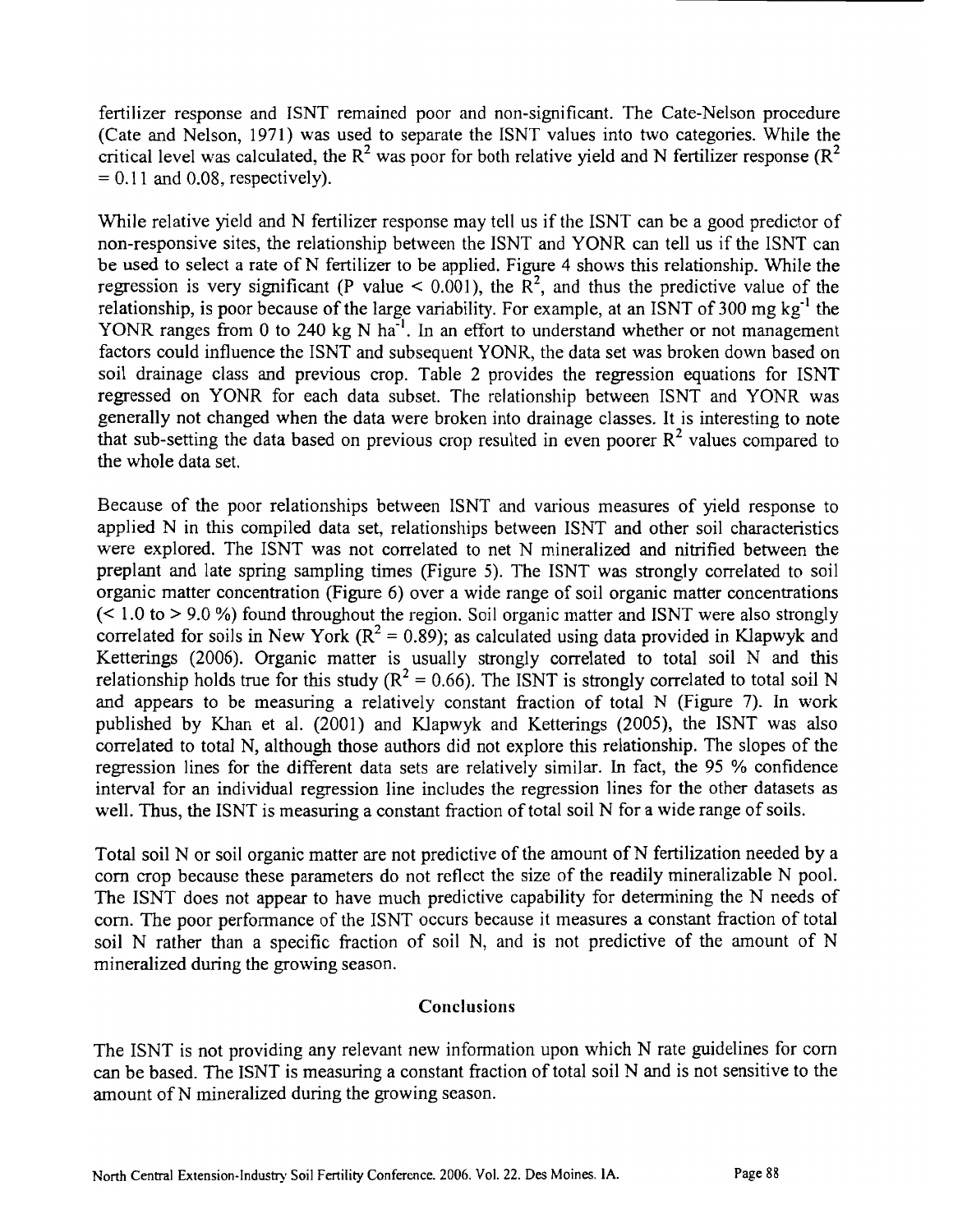fertilizer response and ISNT remained poor and non-significant. The Cate-Nelson procedure (Cate and Nelson, 1971) was used to separate the ISNT values into two categories. While the critical level was calculated, the $R^2$ was poor for both relative yield and N fertilizer response ($R^2 = 0.11$ and 0.08, respectively).

While relative yield and N fertilizer response may tell us if the ISNT can be a good predictor of non-responsive sites, the relationship between the ISNT and YONR can tell us if the ISNT can be used to select a rate of N fertilizer to be applied. Figure 4 shows this relationship. While the regression is very significant (P value < 0.001), the $R^2$, and thus the predictive value of the relationship, is poor because of the large variability. For example, at an ISNT of 300 mg $kg^{-1}$ the YONR ranges from 0 to 240 kg N $ha^{-1}$. In an effort to understand whether or not management factors could influence the ISNT and subsequent YONR, the data set was broken down based on soil drainage class and previous crop. Table 2 provides the regression equations for ISNT regressed on YONR for each data subset. The relationship between ISNT and YONR was generally not changed when the data were broken into drainage classes. It is interesting to note that sub-setting the data based on previous crop resulted in even poorer $R^2$ values compared to the whole data set.

Because of the poor relationships between ISNT and various measures of yield response to applied N in this compiled data set, relationships between ISNT and other soil characteristics were explored. The ISNT was not correlated to net N mineralized and nitrified between the preplant and late spring sampling times (Figure 5). The ISNT was strongly correlated to soil organic matter concentration (Figure 6) over a wide range of soil organic matter concentrations (< 1.0 to > 9.0 %) found throughout the region. Soil organic matter and ISNT were also strongly correlated for soils in New York ($R^2 = 0.89$); as calculated using data provided in Klapwyk and Ketterings (2006). Organic matter is usually strongly correlated to total soil N and this relationship holds true for this study ($R^2 = 0.66$). The ISNT is strongly correlated to total soil N and appears to be measuring a relatively constant fraction of total N (Figure 7). In work published by Khan et al. (2001) and Klapwyk and Ketterings (2005), the ISNT was also correlated to total N, although those authors did not explore this relationship. The slopes of the regression lines for the different data sets are relatively similar. In fact, the 95 % confidence interval for an individual regression line includes the regression lines for the other datasets as well. Thus, the ISNT is measuring a constant fraction of total soil N for a wide range of soils.

Total soil N or soil organic matter are not predictive of the amount of N fertilization needed by a corn crop because these parameters do not reflect the size of the readily mineralizable N pool. The ISNT does not appear to have much predictive capability for determining the N needs of corn. The poor performance of the ISNT occurs because it measures a constant fraction of total soil N rather than a specific fraction of soil N, and is not predictive of the amount of N mineralized during the growing season.

## Conclusions

The ISNT is not providing any relevant new information upon which N rate guidelines for corn can be based. The ISNT is measuring a constant fraction of total soil N and is not sensitive to the amount of N mineralized during the growing season.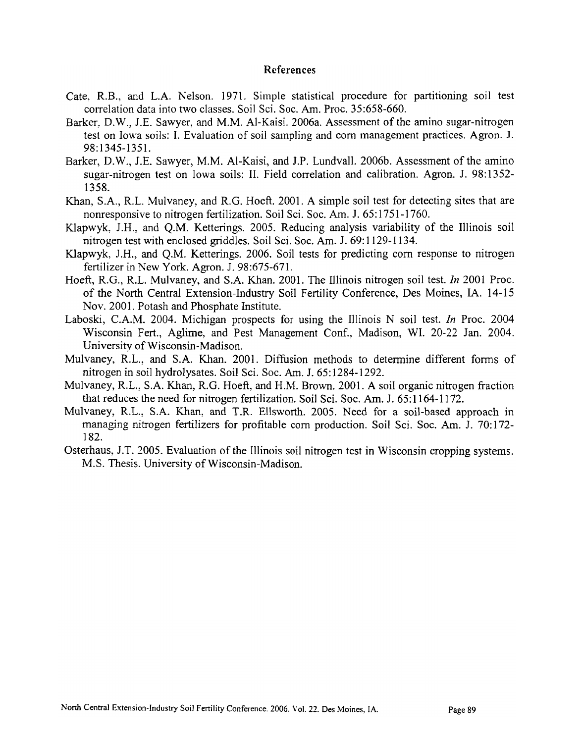## References

Cate, R.B., and L.A. Nelson. 1971. Simple statistical procedure for partitioning soil test correlation data into two classes. Soil Sci. Soc. Am. Proc. 35:658-660.

Barker, D.W., J.E. Sawyer, and M.M. Al-Kaisi. 2006a. Assessment of the amino sugar-nitrogen test on Iowa soils: I. Evaluation of soil sampling and corn management practices. Agron. J. 98:1345-1351.

Barker, D.W., J.E. Sawyer, M.M. Al-Kaisi, and J.P. Lundvall. 2006b. Assessment of the amino sugar-nitrogen test on Iowa soils: II. Field correlation and calibration. Agron. J. 98:1352-1358.

Khan, S.A., R.L. Mulvaney, and R.G. Hoeft. 2001. A simple soil test for detecting sites that are nonresponsive to nitrogen fertilization. Soil Sci. Soc. Am. J. 65:1751-1760.

Klapwyk, J.H., and Q.M. Ketterings. 2005. Reducing analysis variability of the Illinois soil nitrogen test with enclosed griddles. Soil Sci. Soc. Am. J. 69:1129-1134.

Klapwyk, J.H., and Q.M. Ketterings. 2006. Soil tests for predicting corn response to nitrogen fertilizer in New York. Agron. J. 98:675-671.

Hoeft, R.G., R.L. Mulvaney, and S.A. Khan. 2001. The Illinois nitrogen soil test. *In* 2001 Proc. of the North Central Extension-Industry Soil Fertility Conference, Des Moines, IA. 14-15 Nov. 2001. Potash and Phosphate Institute.

Laboski, C.A.M. 2004. Michigan prospects for using the Illinois N soil test. *In* Proc. 2004 Wisconsin Fert., Aglime, and Pest Management Conf., Madison, WI. 20-22 Jan. 2004. University of Wisconsin-Madison.

Mulvaney, R.L., and S.A. Khan. 2001. Diffusion methods to determine different forms of nitrogen in soil hydrolysates. Soil Sci. Soc. Am. J. 65:1284-1292.

Mulvaney, R.L., S.A. Khan, R.G. Hoeft, and H.M. Brown. 2001. A soil organic nitrogen fraction that reduces the need for nitrogen fertilization. Soil Sci. Soc. Am. J. 65:1164-1172.

Mulvaney, R.L., S.A. Khan, and T.R. Ellsworth. 2005. Need for a soil-based approach in managing nitrogen fertilizers for profitable corn production. Soil Sci. Soc. Am. J. 70:172-182.

Osterhaus, J.T. 2005. Evaluation of the Illinois soil nitrogen test in Wisconsin cropping systems. M.S. Thesis. University of Wisconsin-Madison.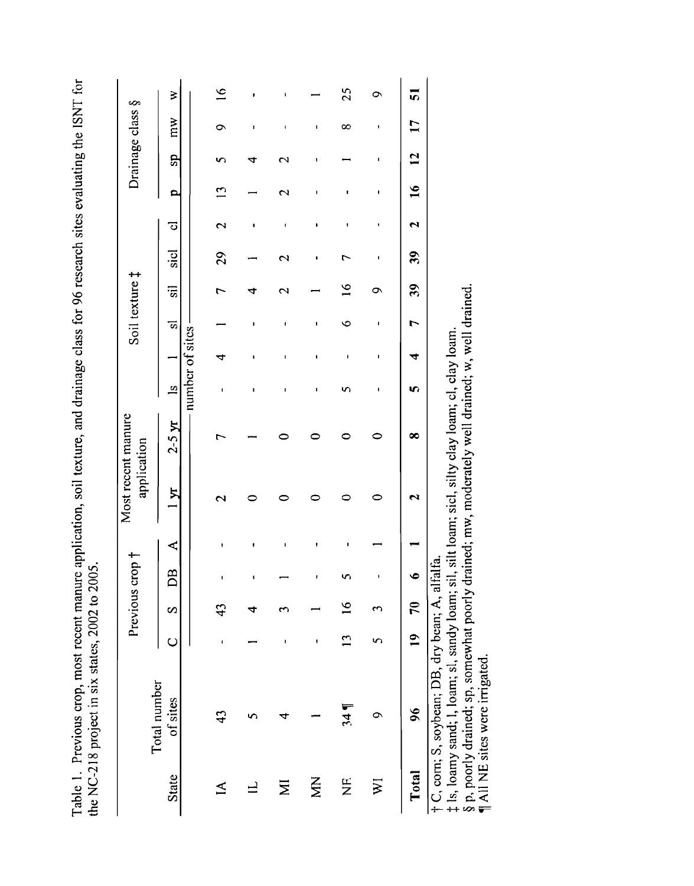Table 1. Previous crop, most recent manure application, soil texture, and drainage class for 96 research sites evaluating the ISNT for the NC-218 project in six states, 2002 to 2005.

| State | Total number of sites | Previous crop † | | | | Most recent manure application | | Soil texture ‡ | | | | | | Drainage class § | | | |
|---|---|---|---|---|---|---|---|---|---|---|---|---|---|---|---|---|---|
| | | C | S | DB | A | 1 yr | 2-5 yr | ls | l | sl | sil | sicl | cl | p | sp | mw | w |
| | | number of sites | | | | | | | | | | | | | | | |
| IA | 43 | - | 43 | - | - | 2 | 7 | - | 4 | 1 | 7 | 29 | 2 | 13 | 5 | 9 | 16 |
| IL | 5 | 1 | 4 | - | - | 0 | 1 | - | - | - | 4 | 1 | - | 1 | 4 | - | - |
| MI | 4 | - | 3 | 1 | - | 0 | 0 | - | - | - | 2 | 2 | - | 2 | 2 | - | - |
| MN | 1 | - | 1 | - | - | 0 | 0 | - | - | - | 1 | - | - | - | - | - | 1 |
| NE | 34¶ | 13 | 16 | 5 | - | 0 | 0 | 5 | - | 6 | 16 | 7 | - | - | 1 | 8 | 25 |
| WI | 9 | 5 | 3 | - | 1 | 0 | 0 | - | - | - | 9 | - | - | - | - | - | 9 |
| **Total** | **96** | **19** | **70** | **6** | **1** | **2** | **8** | **5** | **4** | **7** | **39** | **39** | **2** | **16** | **12** | **17** | **51** |

† C, corn; S, soybean; DB, dry bean; A, alfalfa.
‡ ls, loamy sand; l, loam; sl, sandy loam; sil, silt loam; sicl, silty clay loam; cl, clay loam.
§ p, poorly drained; sp, somewhat poorly drained; mw, moderately well drained; w, well drained.
¶ All NE sites were irrigated.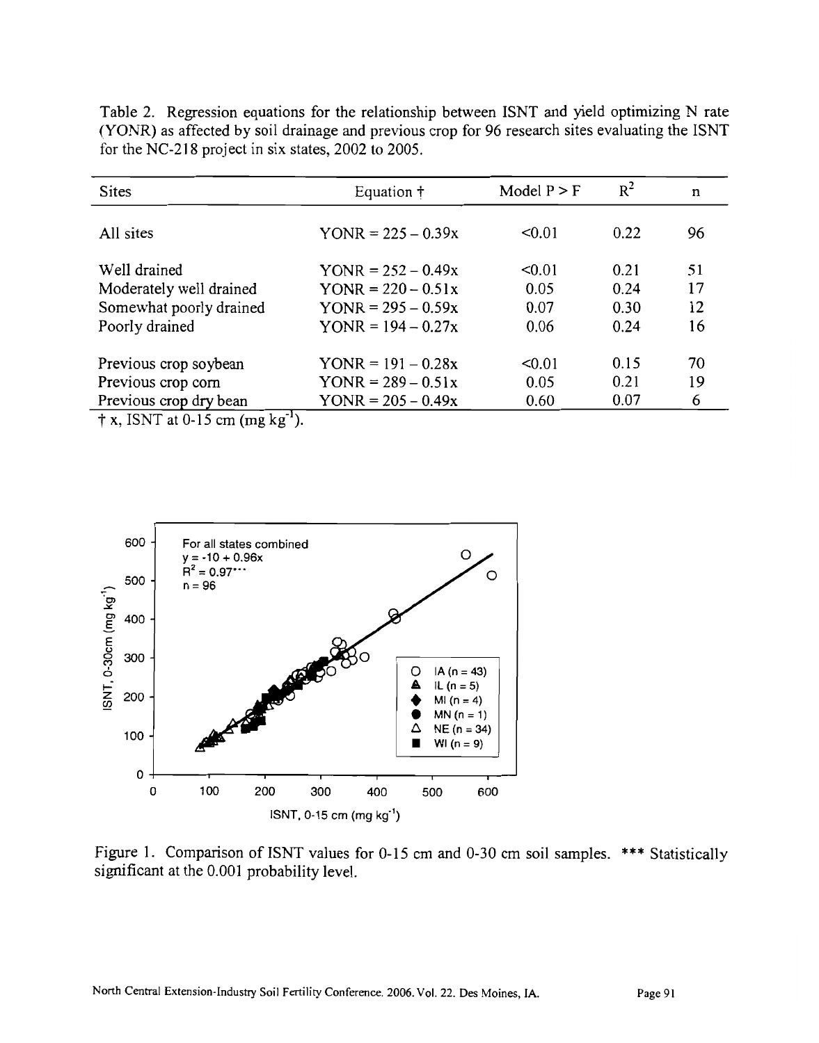Table 2. Regression equations for the relationship between ISNT and yield optimizing N rate (YONR) as affected by soil drainage and previous crop for 96 research sites evaluating the ISNT for the NC-218 project in six states, 2002 to 2005.

| Sites | Equation † | Model P > F | $R^2$ | n |
|---|---|---|---|---|
| All sites | YONR = 225 – 0.39x | <0.01 | 0.22 | 96 |
| Well drained | YONR = 252 – 0.49x | <0.01 | 0.21 | 51 |
| Moderately well drained | YONR = 220 – 0.51x | 0.05 | 0.24 | 17 |
| Somewhat poorly drained | YONR = 295 – 0.59x | 0.07 | 0.30 | 12 |
| Poorly drained | YONR = 194 – 0.27x | 0.06 | 0.24 | 16 |
| Previous crop soybean | YONR = 191 – 0.28x | <0.01 | 0.15 | 70 |
| Previous crop corn | YONR = 289 – 0.51x | 0.05 | 0.21 | 19 |
| Previous crop dry bean | YONR = 205 – 0.49x | 0.60 | 0.07 | 6 |

† x, ISNT at 0-15 cm (mg $kg^{-1}$).

Figure 1. Comparison of ISNT values for 0-15 cm and 0-30 cm soil samples. *** Statistically significant at the 0.001 probability level.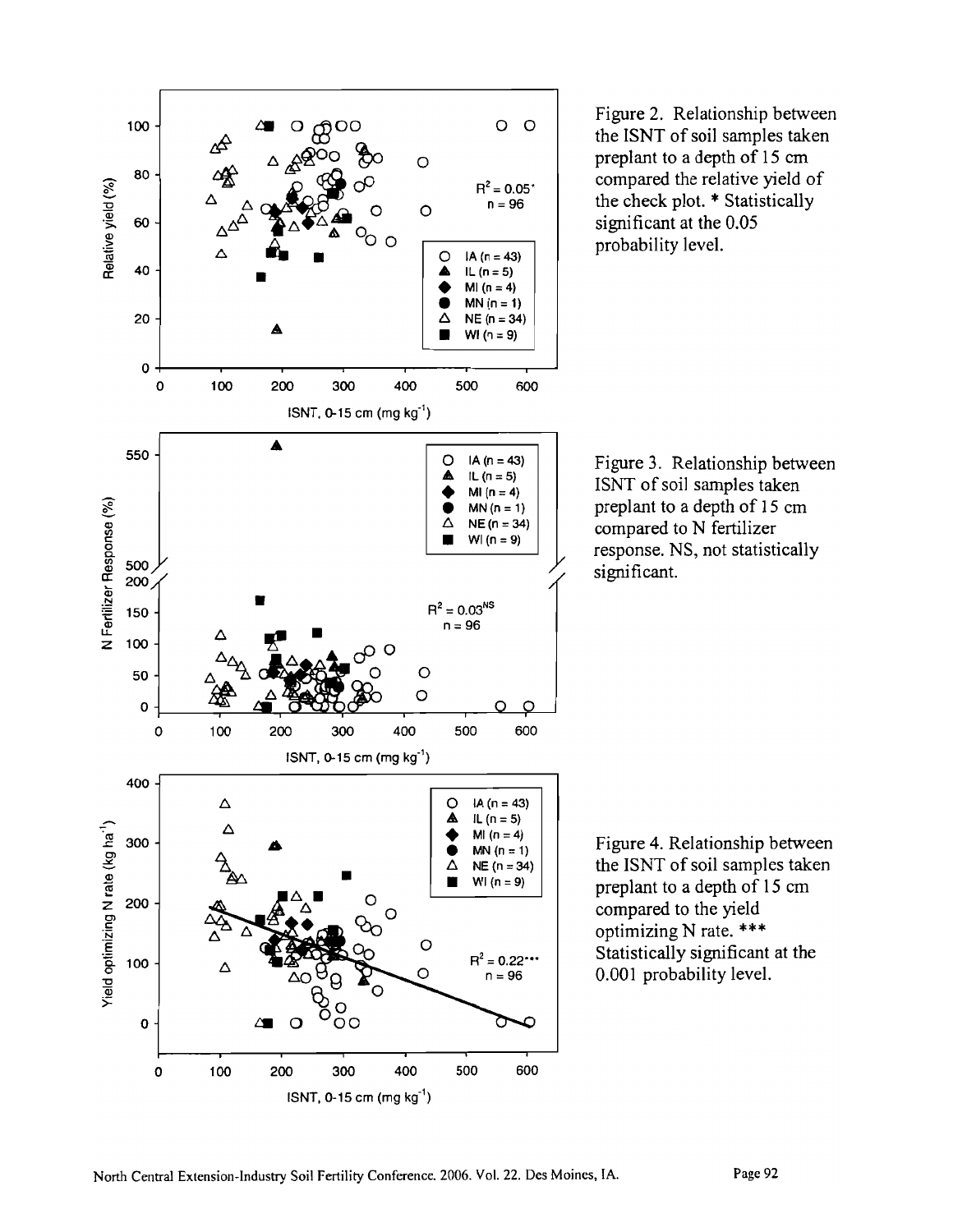Figure 2. Relationship between the ISNT of soil samples taken preplant to a depth of 15 cm compared the relative yield of the check plot. * Statistically significant at the 0.05 probability level.

Figure 3. Relationship between ISNT of soil samples taken preplant to a depth of 15 cm compared to N fertilizer response. NS, not statistically significant.

Figure 4. Relationship between the ISNT of soil samples taken preplant to a depth of 15 cm compared to the yield optimizing N rate. *** Statistically significant at the 0.001 probability level.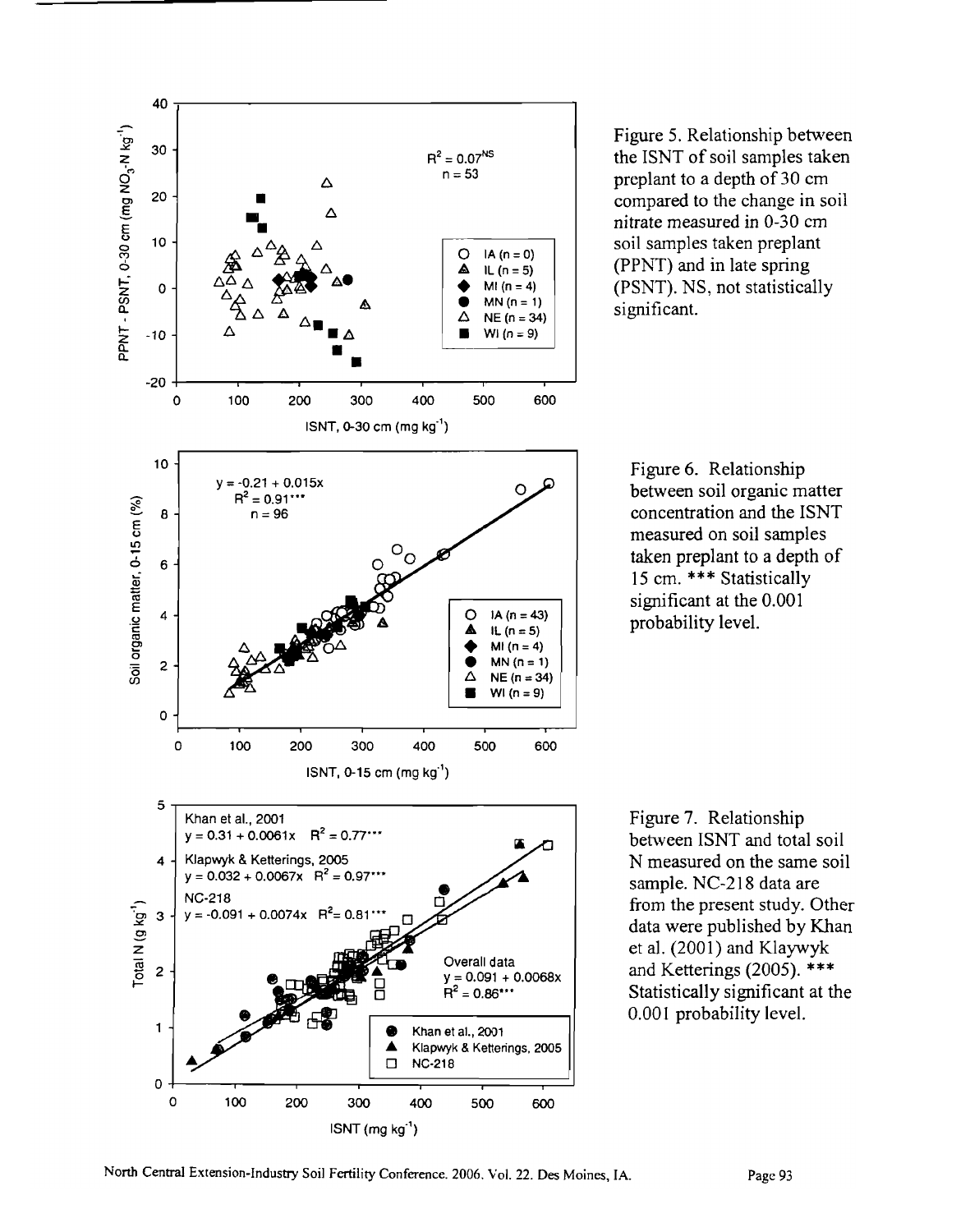Figure 5. Relationship between the ISNT of soil samples taken preplant to a depth of 30 cm compared to the change in soil nitrate measured in 0-30 cm soil samples taken preplant (PPNT) and in late spring (PSNT). NS, not statistically significant.

Figure 6. Relationship between soil organic matter concentration and the ISNT measured on soil samples taken preplant to a depth of 15 cm. *** Statistically significant at the 0.001 probability level.

Figure 7. Relationship between ISNT and total soil N measured on the same soil sample. NC-218 data are from the present study. Other data were published by Khan et al. (2001) and Klapwyk and Ketterings (2005). *** Statistically significant at the 0.001 probability level.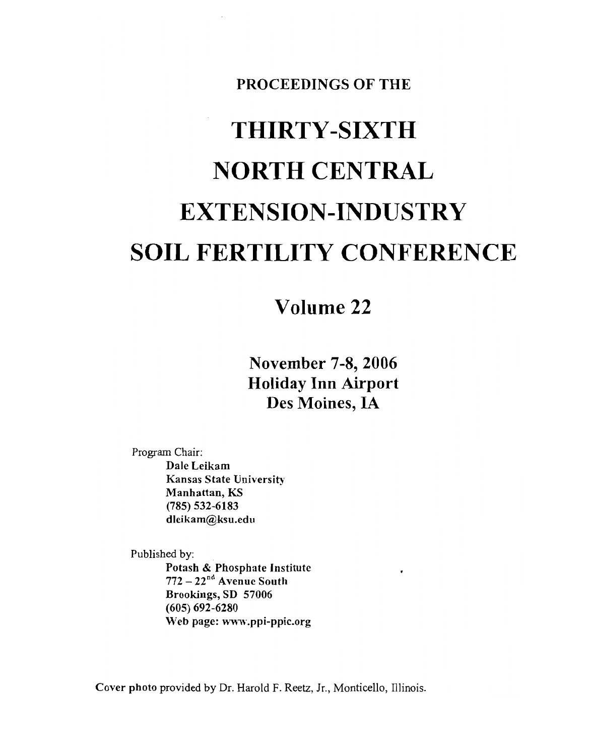**PROCEEDINGS OF THE**

# THIRTY-SIXTH NORTH CENTRAL EXTENSION-INDUSTRY SOIL FERTILITY CONFERENCE

## Volume 22

**November 7-8, 2006**
**Holiday Inn Airport**
**Des Moines, IA**

Program Chair:

**Dale Leikam**
**Kansas State University**
**Manhattan, KS**
**(785) 532-6183**
**dleikam@ksu.edu**

Published by:

**Potash & Phosphate Institute**
**772 – 22nd Avenue South**
**Brookings, SD 57006**
**(605) 692-6280**
**Web page: www.ppi-ppic.org**

**Cover photo** provided by Dr. Harold F. Reetz, Jr., Monticello, Illinois.